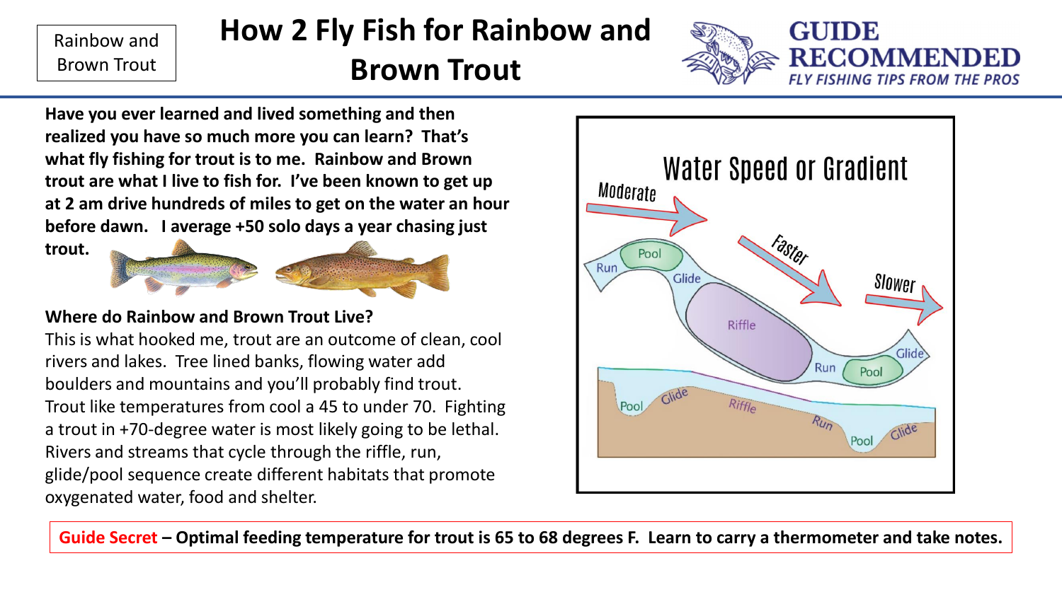# How 2 Fly Fish for Rainbow and Brown Trout

**Have you ever learned and lived something and then realized you have so much more you can learn? That's what fly fishing for trout is to me. Rainbow and Brown trout are what I live to fish for. I've been known to get up at 2 am drive hundreds of miles to get on the water an hour before dawn. I average +50 solo days a year chasing just trout.**

## Where do Rainbow and Brown Trout Live?

This is what hooked me, trout are an outcome of clean, cool rivers and lakes. Tree lined banks, flowing water add boulders and mountains and you'll probably find trout. Trout like temperatures from cool a 45 to under 70. Fighting a trout in +70-degree water is most likely going to be lethal. Rivers and streams that cycle through the riffle, run, glide/pool sequence create different habitats that promote oxygenated water, food and shelter.

**Guide Secret – Optimal feeding temperature for trout is 65 to 68 degrees F. Learn to carry a thermometer and take notes.**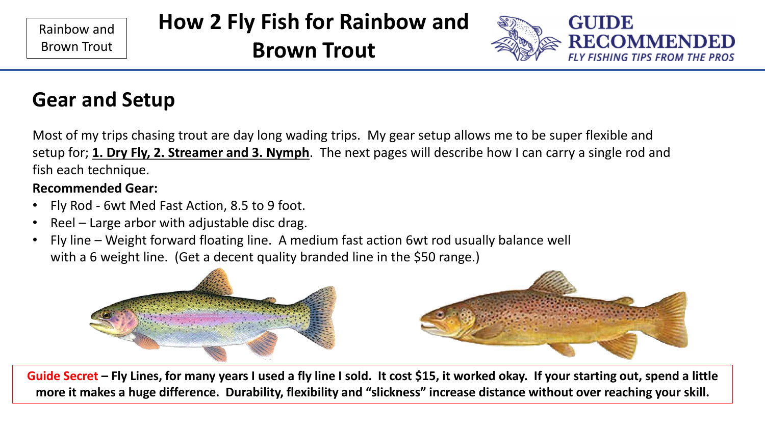Rainbow and Brown Trout

# How 2 Fly Fish for Rainbow and Brown Trout

GUIDE RECOMMENDED
*FLY FISHING TIPS FROM THE PROS*

## Gear and Setup

Most of my trips chasing trout are day long wading trips. My gear setup allows me to be super flexible and setup for; **1. Dry Fly, 2. Streamer and 3. Nymph**. The next pages will describe how I can carry a single rod and fish each technique.

**Recommended Gear:**

- Fly Rod - 6wt Med Fast Action, 8.5 to 9 foot.
- Reel – Large arbor with adjustable disc drag.
- Fly line – Weight forward floating line. A medium fast action 6wt rod usually balance well with a 6 weight line. (Get a decent quality branded line in the $50 range.)

**Guide Secret – Fly Lines, for many years I used a fly line I sold. It cost $15, it worked okay. If your starting out, spend a little more it makes a huge difference. Durability, flexibility and "slickness" increase distance without over reaching your skill.**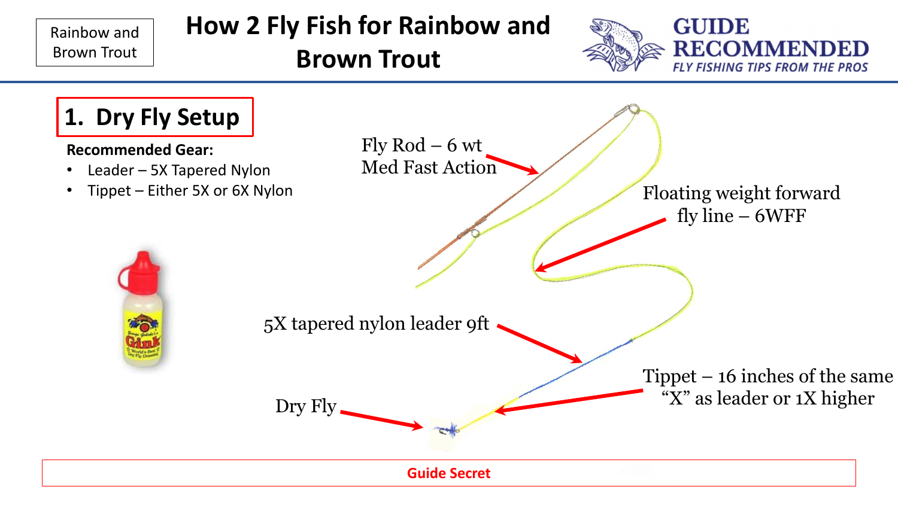Rainbow and Brown Trout

# How 2 Fly Fish for Rainbow and Brown Trout

GUIDE RECOMMENDED
*FLY FISHING TIPS FROM THE PROS*

## 1. Dry Fly Setup

**Recommended Gear:**

- Leader – 5X Tapered Nylon
- Tippet – Either 5X or 6X Nylon

Fly Rod – 6 wt
Med Fast Action

Floating weight forward fly line – 6WFF

5X tapered nylon leader 9ft

Tippet – 16 inches of the same "X" as leader or 1X higher

Dry Fly

**Guide Secret**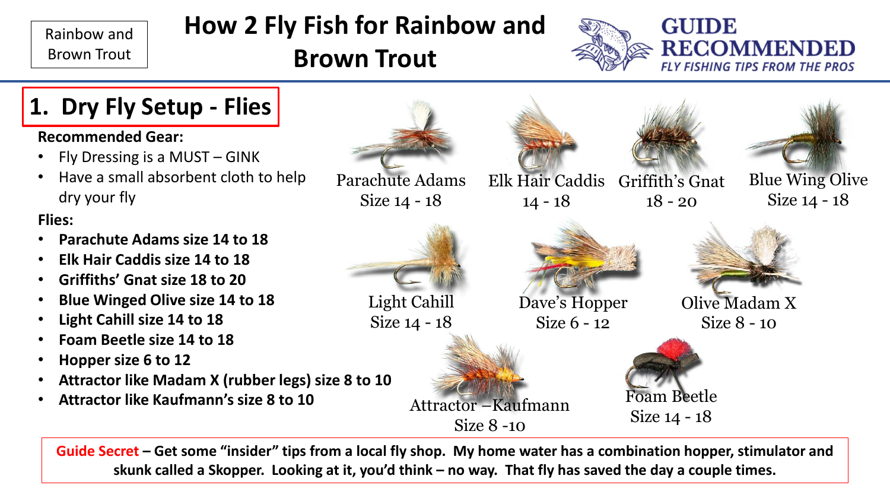Rainbow and Brown Trout

# How 2 Fly Fish for Rainbow and Brown Trout

GUIDE RECOMMENDED
*FLY FISHING TIPS FROM THE PROS*

## 1. Dry Fly Setup - Flies

**Recommended Gear:**

- Fly Dressing is a MUST – GINK
- Have a small absorbent cloth to help dry your fly

**Flies:**

- **Parachute Adams size 14 to 18**
- **Elk Hair Caddis size 14 to 18**
- **Griffiths' Gnat size 18 to 20**
- **Blue Winged Olive size 14 to 18**
- **Light Cahill size 14 to 18**
- **Foam Beetle size 14 to 18**
- **Hopper size 6 to 12**
- **Attractor like Madam X (rubber legs) size 8 to 10**
- **Attractor like Kaufmann's size 8 to 10**

Parachute Adams
Size 14 - 18

Elk Hair Caddis
14 - 18

Griffith's Gnat
18 - 20

Blue Wing Olive
Size 14 - 18

Light Cahill
Size 14 - 18

Dave's Hopper
Size 6 - 12

Olive Madam X
Size 8 - 10

Attractor –Kaufmann
Size 8 -10

Foam Beetle
Size 14 - 18

**Guide Secret – Get some "insider" tips from a local fly shop. My home water has a combination hopper, stimulator and skunk called a Skopper. Looking at it, you'd think – no way. That fly has saved the day a couple times.**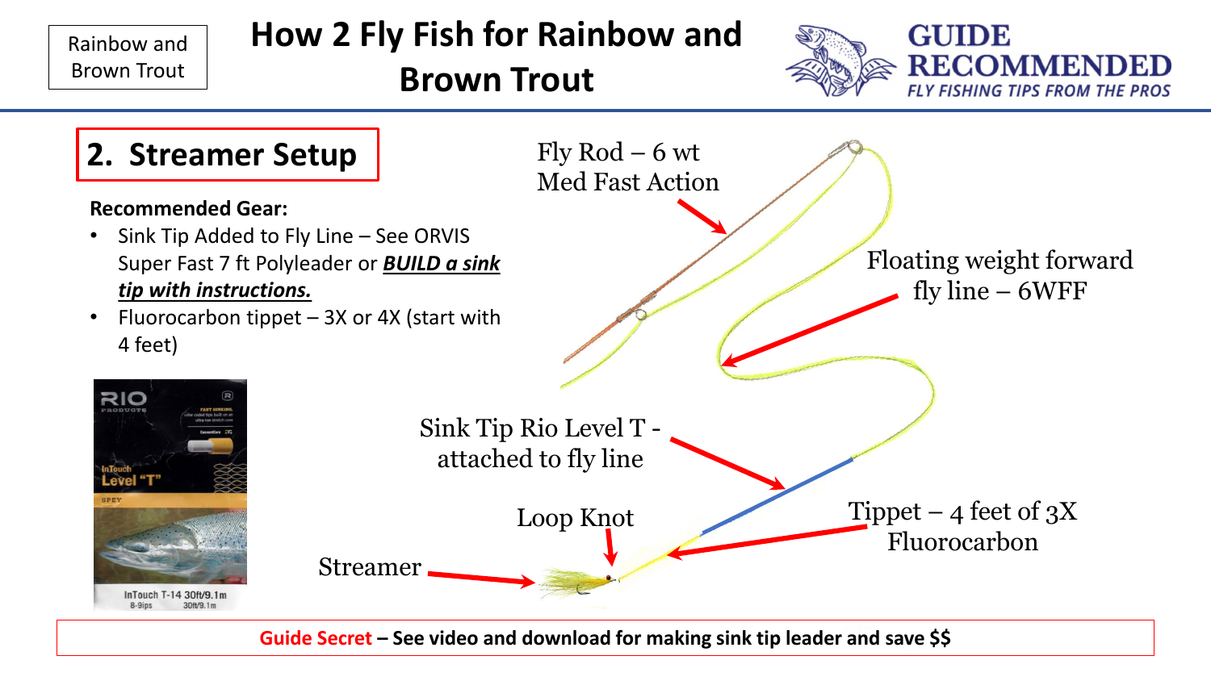Rainbow and Brown Trout

# How 2 Fly Fish for Rainbow and Brown Trout

GUIDE RECOMMENDED
*FLY FISHING TIPS FROM THE PROS*

## 2. Streamer Setup

**Recommended Gear:**

- Sink Tip Added to Fly Line – See ORVIS Super Fast 7 ft Polyleader or ***BUILD a sink tip with instructions.***
- Fluorocarbon tippet – 3X or 4X (start with 4 feet)

Fly Rod – 6 wt
Med Fast Action

Floating weight forward fly line – 6WFF

Sink Tip Rio Level T - attached to fly line

Loop Knot

Tippet – 4 feet of 3X Fluorocarbon

Streamer

RIO PRODUCTS
InTouch Level "T"
SPEY
InTouch T-14 30ft/9.1m
8-9ips 30ft/9.1m

**Guide Secret – See video and download for making sink tip leader and save $$**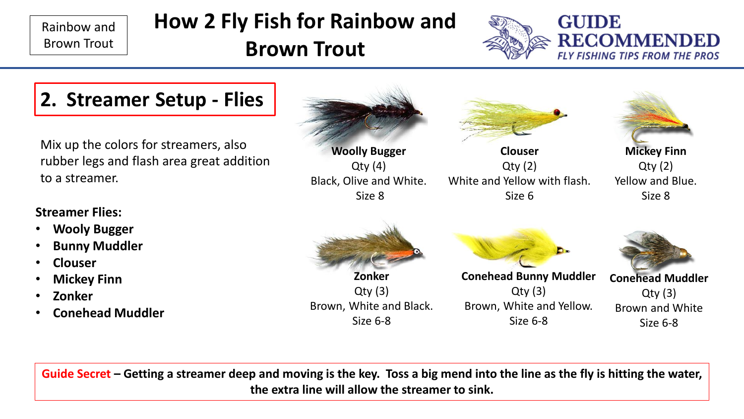Rainbow and Brown Trout

# How 2 Fly Fish for Rainbow and Brown Trout

**GUIDE RECOMMENDED**
*FLY FISHING TIPS FROM THE PROS*

## 2. Streamer Setup - Flies

Mix up the colors for streamers, also rubber legs and flash area great addition to a streamer.

**Streamer Flies:**

- **Wooly Bugger**
- **Bunny Muddler**
- **Clouser**
- **Mickey Finn**
- **Zonker**
- **Conehead Muddler**

**Woolly Bugger**
Qty (4)
Black, Olive and White.
Size 8

**Clouser**
Qty (2)
White and Yellow with flash.
Size 6

**Mickey Finn**
Qty (2)
Yellow and Blue.
Size 8

**Zonker**
Qty (3)
Brown, White and Black.
Size 6-8

**Conehead Bunny Muddler**
Qty (3)
Brown, White and Yellow.
Size 6-8

**Conehead Muddler**
Qty (3)
Brown and White
Size 6-8

**Guide Secret – Getting a streamer deep and moving is the key. Toss a big mend into the line as the fly is hitting the water, the extra line will allow the streamer to sink.**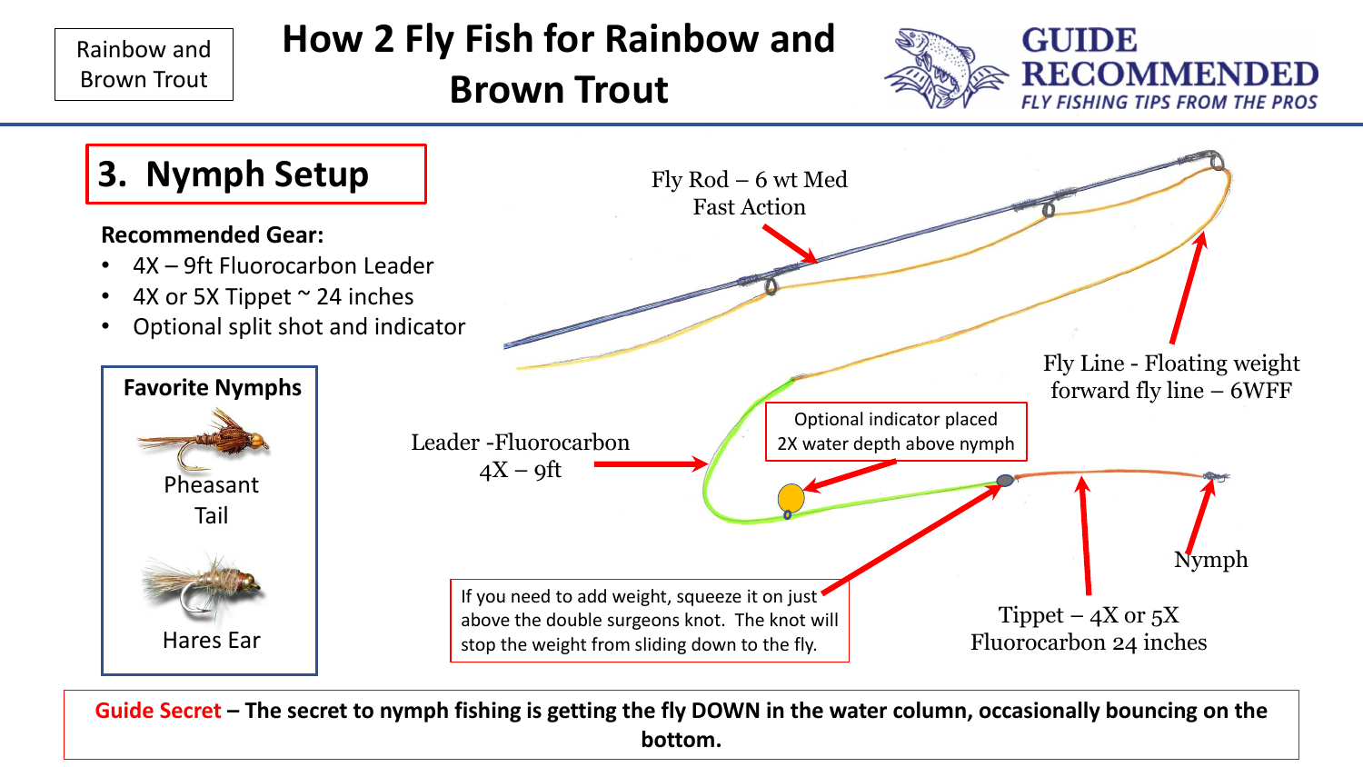Rainbow and Brown Trout

# How 2 Fly Fish for Rainbow and Brown Trout

**GUIDE RECOMMENDED**
*FLY FISHING TIPS FROM THE PROS*

## 3. Nymph Setup

**Recommended Gear:**

- 4X – 9ft Fluorocarbon Leader
- 4X or 5X Tippet ~ 24 inches
- Optional split shot and indicator

**Favorite Nymphs**

Pheasant Tail

Hares Ear

Fly Rod – 6 wt Med Fast Action

Fly Line - Floating weight forward fly line – 6WFF

Leader -Fluorocarbon 4X – 9ft

Optional indicator placed 2X water depth above nymph

If you need to add weight, squeeze it on just above the double surgeons knot. The knot will stop the weight from sliding down to the fly.

Tippet – 4X or 5X Fluorocarbon 24 inches

Nymph

**Guide Secret – The secret to nymph fishing is getting the fly DOWN in the water column, occasionally bouncing on the bottom.**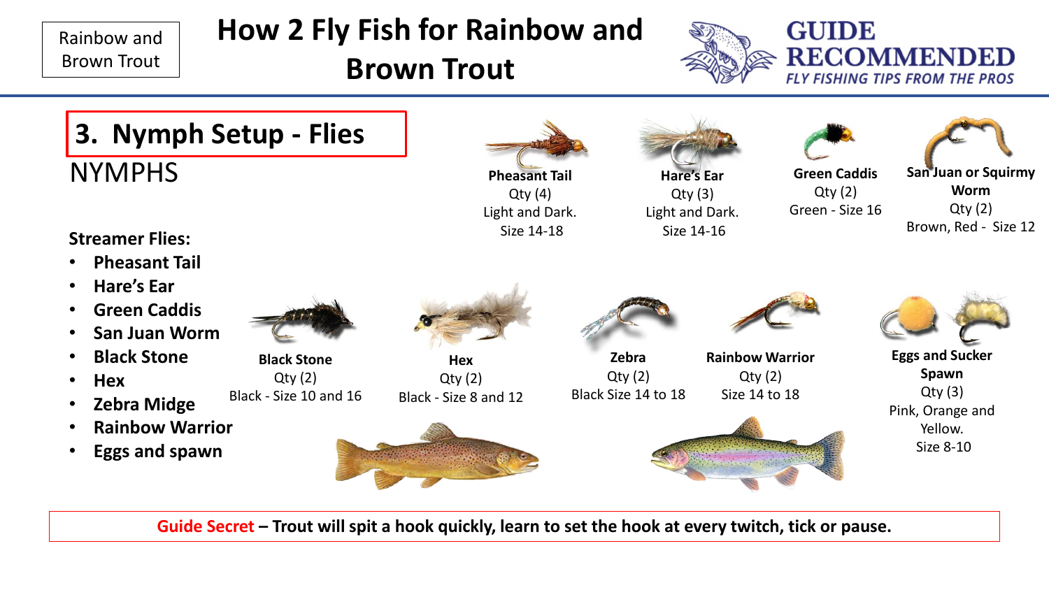Rainbow and Brown Trout

# How 2 Fly Fish for Rainbow and Brown Trout

**GUIDE RECOMMENDED**
*FLY FISHING TIPS FROM THE PROS*

## 3. Nymph Setup - Flies

NYMPHS

**Streamer Flies:**

- **Pheasant Tail**
- **Hare's Ear**
- **Green Caddis**
- **San Juan Worm**
- **Black Stone**
- **Hex**
- **Zebra Midge**
- **Rainbow Warrior**
- **Eggs and spawn**

**Pheasant Tail**
Qty (4)
Light and Dark.
Size 14-18

**Hare's Ear**
Qty (3)
Light and Dark.
Size 14-16

**Green Caddis**
Qty (2)
Green - Size 16

**San Juan or Squirmy Worm**
Qty (2)
Brown, Red - Size 12

**Black Stone**
Qty (2)
Black - Size 10 and 16

**Hex**
Qty (2)
Black - Size 8 and 12

**Zebra**
Qty (2)
Black Size 14 to 18

**Rainbow Warrior**
Qty (2)
Size 14 to 18

**Eggs and Sucker Spawn**
Qty (3)
Pink, Orange and Yellow.
Size 8-10

**Guide Secret – Trout will spit a hook quickly, learn to set the hook at every twitch, tick or pause.**